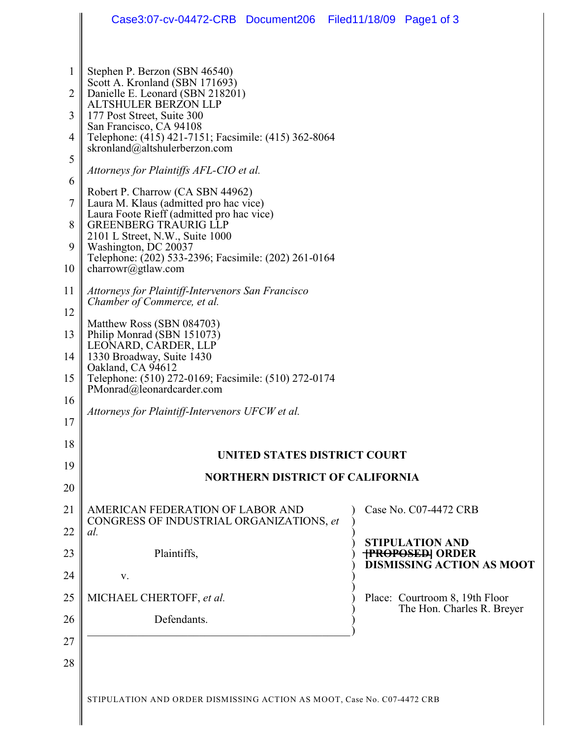Stephen P. Berzon (SBN 46540)
Scott A. Kronland (SBN 171693)
Danielle E. Leonard (SBN 218201)
ALTSHULER BERZON LLP
177 Post Street, Suite 300
San Francisco, CA 94108
Telephone: (415) 421-7151; Facsimile: (415) 362-8064
skronland@altshulerberzon.com

*Attorneys for Plaintiffs AFL-CIO et al.*

Robert P. Charrow (CA SBN 44962)
Laura M. Klaus (admitted pro hac vice)
Laura Foote Rieff (admitted pro hac vice)
GREENBERG TRAURIG LLP
2101 L Street, N.W., Suite 1000
Washington, DC 20037
Telephone: (202) 533-2396; Facsimile: (202) 261-0164
charrowr@gtlaw.com

*Attorneys for Plaintiff-Intervenors San Francisco Chamber of Commerce, et al.*

Matthew Ross (SBN 084703)
Philip Monrad (SBN 151073)
LEONARD, CARDER, LLP
1330 Broadway, Suite 1430
Oakland, CA 94612
Telephone: (510) 272-0169; Facsimile: (510) 272-0174
PMonrad@leonardcarder.com

*Attorneys for Plaintiff-Intervenors UFCW et al.*

**UNITED STATES DISTRICT COURT**

**NORTHERN DISTRICT OF CALIFORNIA**

AMERICAN FEDERATION OF LABOR AND CONGRESS OF INDUSTRIAL ORGANIZATIONS, *et al.*

Plaintiffs,

v.

MICHAEL CHERTOFF, *et al.*

Defendants.

Case No. C07-4472 CRB

**STIPULATION AND ~~[PROPOSED]~~ ORDER DISMISSING ACTION AS MOOT**

Place: Courtroom 8, 19th Floor
The Hon. Charles R. Breyer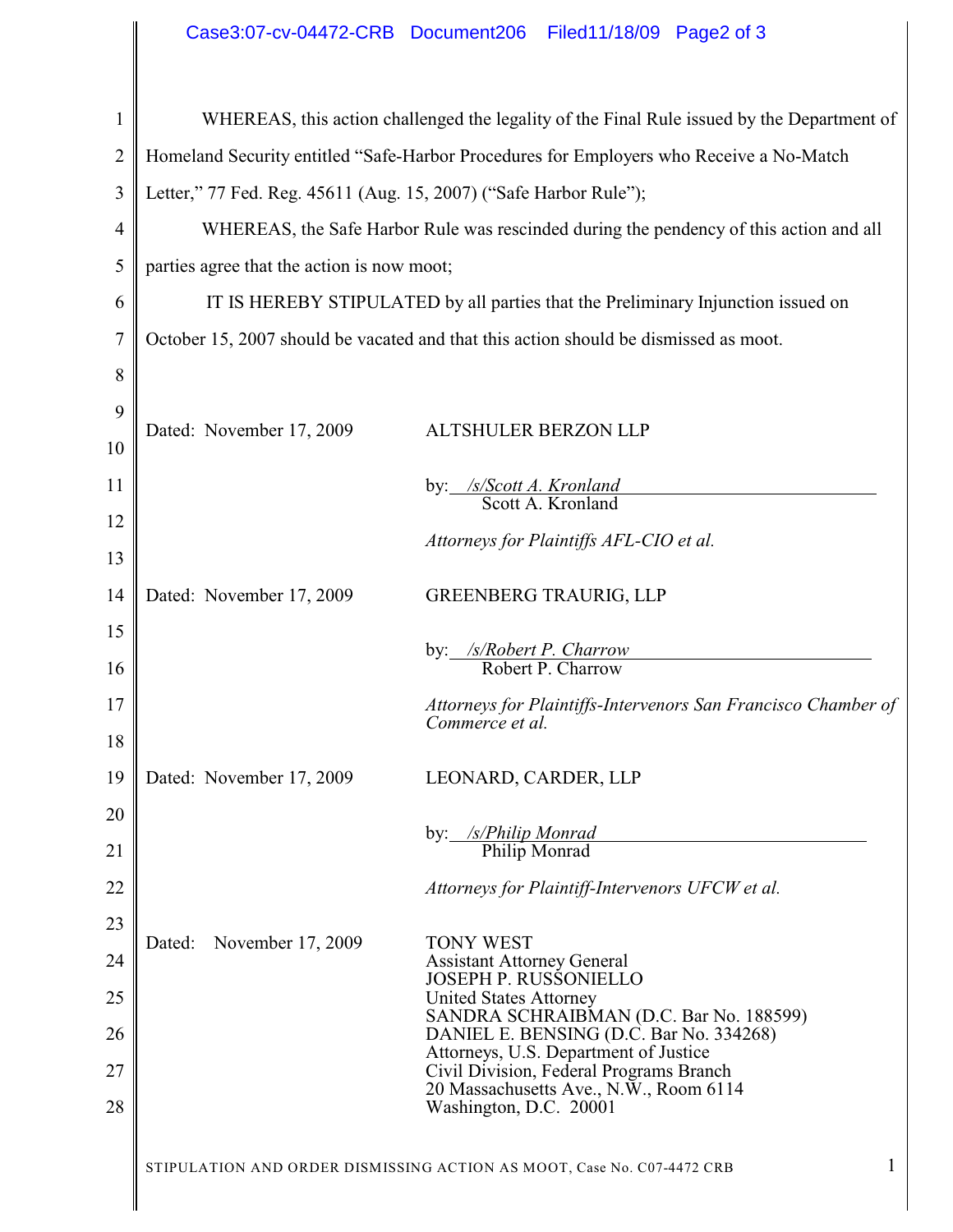WHEREAS, this action challenged the legality of the Final Rule issued by the Department of Homeland Security entitled "Safe-Harbor Procedures for Employers who Receive a No-Match Letter," 77 Fed. Reg. 45611 (Aug. 15, 2007) ("Safe Harbor Rule");

WHEREAS, the Safe Harbor Rule was rescinded during the pendency of this action and all parties agree that the action is now moot;

IT IS HEREBY STIPULATED by all parties that the Preliminary Injunction issued on October 15, 2007 should be vacated and that this action should be dismissed as moot.

Dated: November 17, 2009

ALTSHULER BERZON LLP

by: */s/Scott A. Kronland*
Scott A. Kronland

*Attorneys for Plaintiffs AFL-CIO et al.*

Dated: November 17, 2009

GREENBERG TRAURIG, LLP

by: */s/Robert P. Charrow*
Robert P. Charrow

*Attorneys for Plaintiffs-Intervenors San Francisco Chamber of Commerce et al.*

Dated: November 17, 2009

LEONARD, CARDER, LLP

by: */s/Philip Monrad*
Philip Monrad

*Attorneys for Plaintiff-Intervenors UFCW et al.*

Dated: November 17, 2009

TONY WEST
Assistant Attorney General
JOSEPH P. RUSSONIELLO
United States Attorney
SANDRA SCHRAIBMAN (D.C. Bar No. 188599)
DANIEL E. BENSING (D.C. Bar No. 334268)
Attorneys, U.S. Department of Justice
Civil Division, Federal Programs Branch
20 Massachusetts Ave., N.W., Room 6114
Washington, D.C. 20001

STIPULATION AND ORDER DISMISSING ACTION AS MOOT, Case No. C07-4472 CRB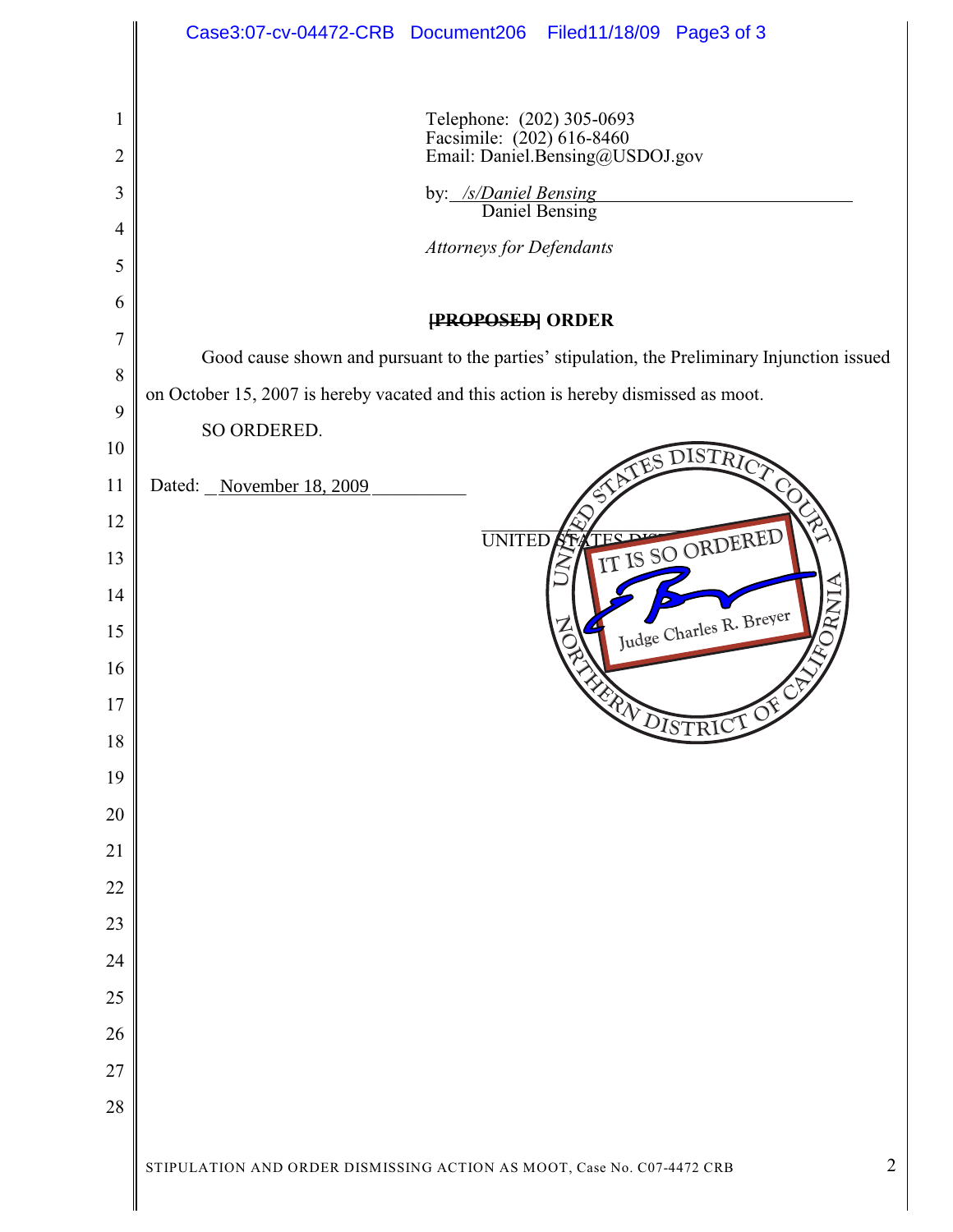Telephone: (202) 305-0693
Facsimile: (202) 616-8460
Email: Daniel.Bensing@USDOJ.gov

by: */s/Daniel Bensing*
Daniel Bensing

*Attorneys for Defendants*

**~~[PROPOSED]~~ ORDER**

Good cause shown and pursuant to the parties' stipulation, the Preliminary Injunction issued on October 15, 2007 is hereby vacated and this action is hereby dismissed as moot.

SO ORDERED.

Dated: November 18, 2009

UNITED STATES DISTRICT COURT
NORTHERN DISTRICT OF CALIFORNIA

IT IS SO ORDERED

Judge Charles R. Breyer

UNITED STATES DIS...

STIPULATION AND ORDER DISMISSING ACTION AS MOOT, Case No. C07-4472 CRB